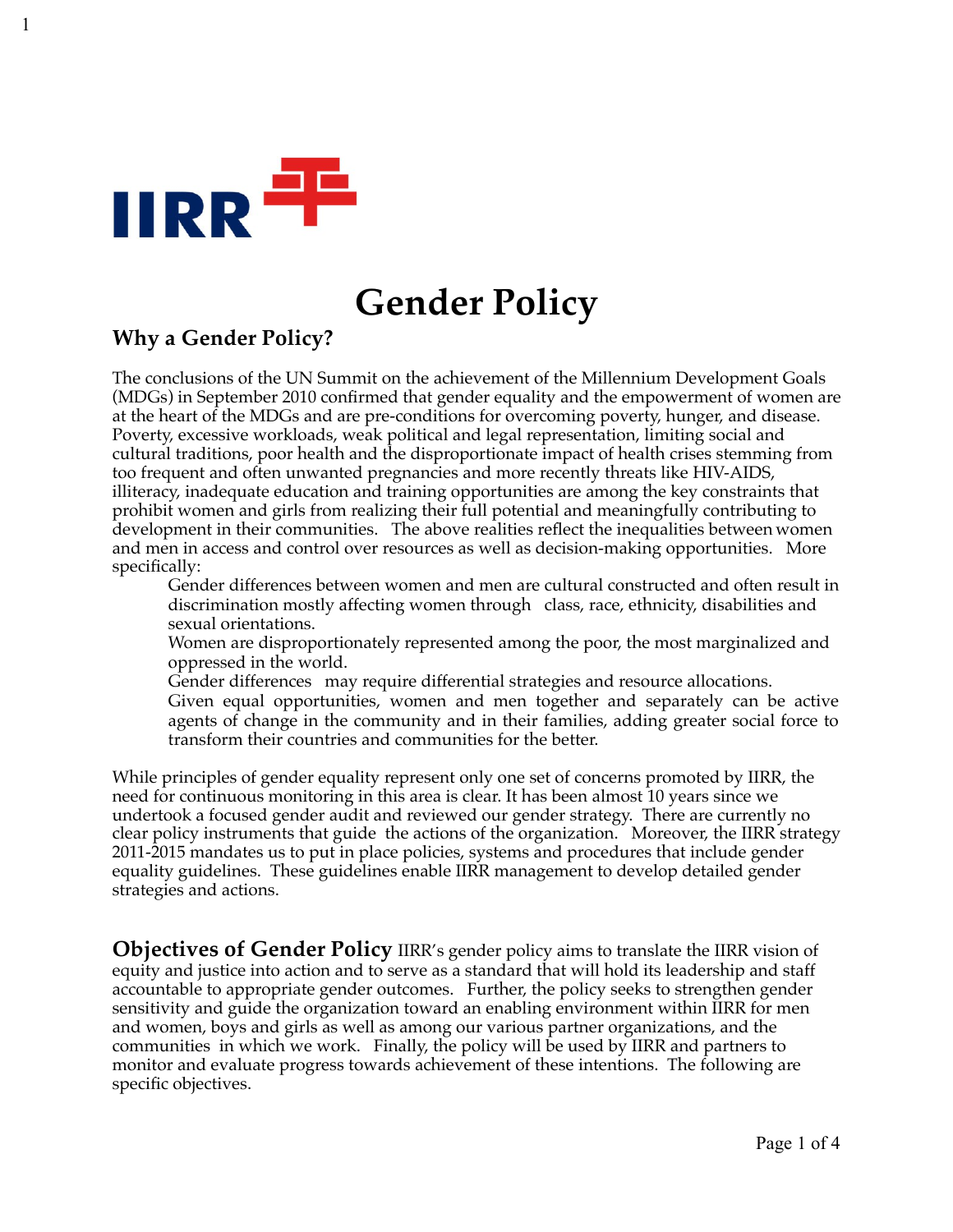# Gender Policy

## Why a Gender Policy?

The conclusions of the UN Summit on the achievement of the Millennium Development Goals (MDGs) in September 2010 confirmed that gender equality and the empowerment of women are at the heart of the MDGs and are pre-conditions for overcoming poverty, hunger, and disease. Poverty, excessive workloads, weak political and legal representation, limiting social and cultural traditions, poor health and the disproportionate impact of health crises stemming from too frequent and often unwanted pregnancies and more recently threats like HIV-AIDS, illiteracy, inadequate education and training opportunities are among the key constraints that prohibit women and girls from realizing their full potential and meaningfully contributing to development in their communities. The above realities reflect the inequalities between women and men in access and control over resources as well as decision-making opportunities. More specifically:

- Gender differences between women and men are cultural constructed and often result in discrimination mostly affecting women through class, race, ethnicity, disabilities and sexual orientations.
- Women are disproportionately represented among the poor, the most marginalized and oppressed in the world.
- Gender differences may require differential strategies and resource allocations.
- Given equal opportunities, women and men together and separately can be active agents of change in the community and in their families, adding greater social force to transform their countries and communities for the better.

While principles of gender equality represent only one set of concerns promoted by IIRR, the need for continuous monitoring in this area is clear. It has been almost 10 years since we undertook a focused gender audit and reviewed our gender strategy. There are currently no clear policy instruments that guide the actions of the organization. Moreover, the IIRR strategy 2011-2015 mandates us to put in place policies, systems and procedures that include gender equality guidelines. These guidelines enable IIRR management to develop detailed gender strategies and actions.

**Objectives of Gender Policy** IIRR's gender policy aims to translate the IIRR vision of equity and justice into action and to serve as a standard that will hold its leadership and staff accountable to appropriate gender outcomes. Further, the policy seeks to strengthen gender sensitivity and guide the organization toward an enabling environment within IIRR for men and women, boys and girls as well as among our various partner organizations, and the communities in which we work. Finally, the policy will be used by IIRR and partners to monitor and evaluate progress towards achievement of these intentions. The following are specific objectives.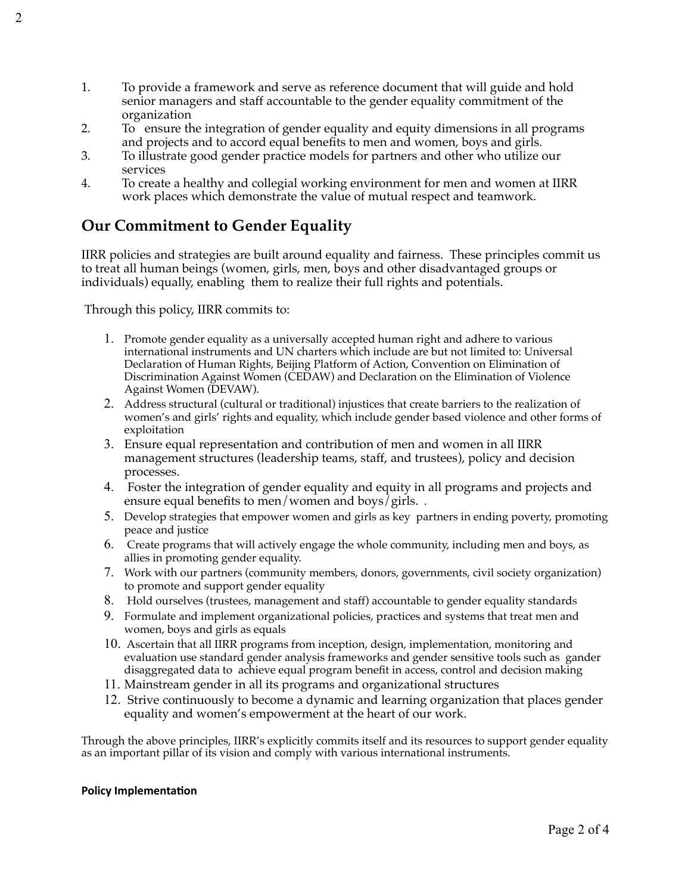1. To provide a framework and serve as reference document that will guide and hold senior managers and staff accountable to the gender equality commitment of the organization
2. To ensure the integration of gender equality and equity dimensions in all programs and projects and to accord equal benefits to men and women, boys and girls.
3. To illustrate good gender practice models for partners and other who utilize our services
4. To create a healthy and collegial working environment for men and women at IIRR work places which demonstrate the value of mutual respect and teamwork.

## Our Commitment to Gender Equality

IIRR policies and strategies are built around equality and fairness. These principles commit us to treat all human beings (women, girls, men, boys and other disadvantaged groups or individuals) equally, enabling them to realize their full rights and potentials.

Through this policy, IIRR commits to:

1. Promote gender equality as a universally accepted human right and adhere to various international instruments and UN charters which include are but not limited to: Universal Declaration of Human Rights, Beijing Platform of Action, Convention on Elimination of Discrimination Against Women (CEDAW) and Declaration on the Elimination of Violence Against Women (DEVAW).
2. Address structural (cultural or traditional) injustices that create barriers to the realization of women's and girls' rights and equality, which include gender based violence and other forms of exploitation
3. Ensure equal representation and contribution of men and women in all IIRR management structures (leadership teams, staff, and trustees), policy and decision processes.
4. Foster the integration of gender equality and equity in all programs and projects and ensure equal benefits to men/women and boys/girls. .
5. Develop strategies that empower women and girls as key partners in ending poverty, promoting peace and justice
6. Create programs that will actively engage the whole community, including men and boys, as allies in promoting gender equality.
7. Work with our partners (community members, donors, governments, civil society organization) to promote and support gender equality
8. Hold ourselves (trustees, management and staff) accountable to gender equality standards
9. Formulate and implement organizational policies, practices and systems that treat men and women, boys and girls as equals
10. Ascertain that all IIRR programs from inception, design, implementation, monitoring and evaluation use standard gender analysis frameworks and gender sensitive tools such as gander disaggregated data to achieve equal program benefit in access, control and decision making
11. Mainstream gender in all its programs and organizational structures
12. Strive continuously to become a dynamic and learning organization that places gender equality and women's empowerment at the heart of our work.

Through the above principles, IIRR's explicitly commits itself and its resources to support gender equality as an important pillar of its vision and comply with various international instruments.

**Policy Implementation**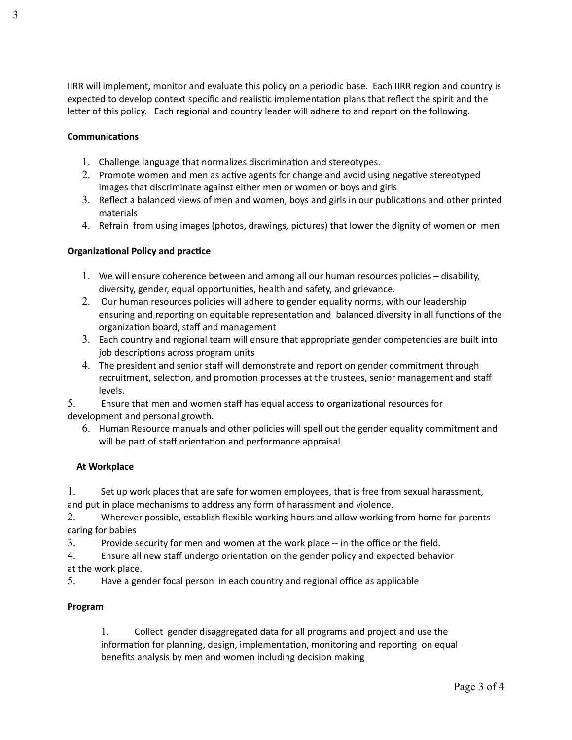IIRR will implement, monitor and evaluate this policy on a periodic base. Each IIRR region and country is expected to develop context specific and realistic implementation plans that reflect the spirit and the letter of this policy. Each regional and country leader will adhere to and report on the following.

**Communications**

1. Challenge language that normalizes discrimination and stereotypes.
2. Promote women and men as active agents for change and avoid using negative stereotyped images that discriminate against either men or women or boys and girls
3. Reflect a balanced views of men and women, boys and girls in our publications and other printed materials
4. Refrain from using images (photos, drawings, pictures) that lower the dignity of women or men

**Organizational Policy and practice**

1. We will ensure coherence between and among all our human resources policies – disability, diversity, gender, equal opportunities, health and safety, and grievance.
2. Our human resources policies will adhere to gender equality norms, with our leadership ensuring and reporting on equitable representation and balanced diversity in all functions of the organization board, staff and management
3. Each country and regional team will ensure that appropriate gender competencies are built into job descriptions across program units
4. The president and senior staff will demonstrate and report on gender commitment through recruitment, selection, and promotion processes at the trustees, senior management and staff levels.
5. Ensure that men and women staff has equal access to organizational resources for development and personal growth.
6. Human Resource manuals and other policies will spell out the gender equality commitment and will be part of staff orientation and performance appraisal.

**At Workplace**

1. Set up work places that are safe for women employees, that is free from sexual harassment, and put in place mechanisms to address any form of harassment and violence.
2. Wherever possible, establish flexible working hours and allow working from home for parents caring for babies
3. Provide security for men and women at the work place -- in the office or the field.
4. Ensure all new staff undergo orientation on the gender policy and expected behavior at the work place.
5. Have a gender focal person in each country and regional office as applicable

**Program**

1. Collect gender disaggregated data for all programs and project and use the information for planning, design, implementation, monitoring and reporting on equal benefits analysis by men and women including decision making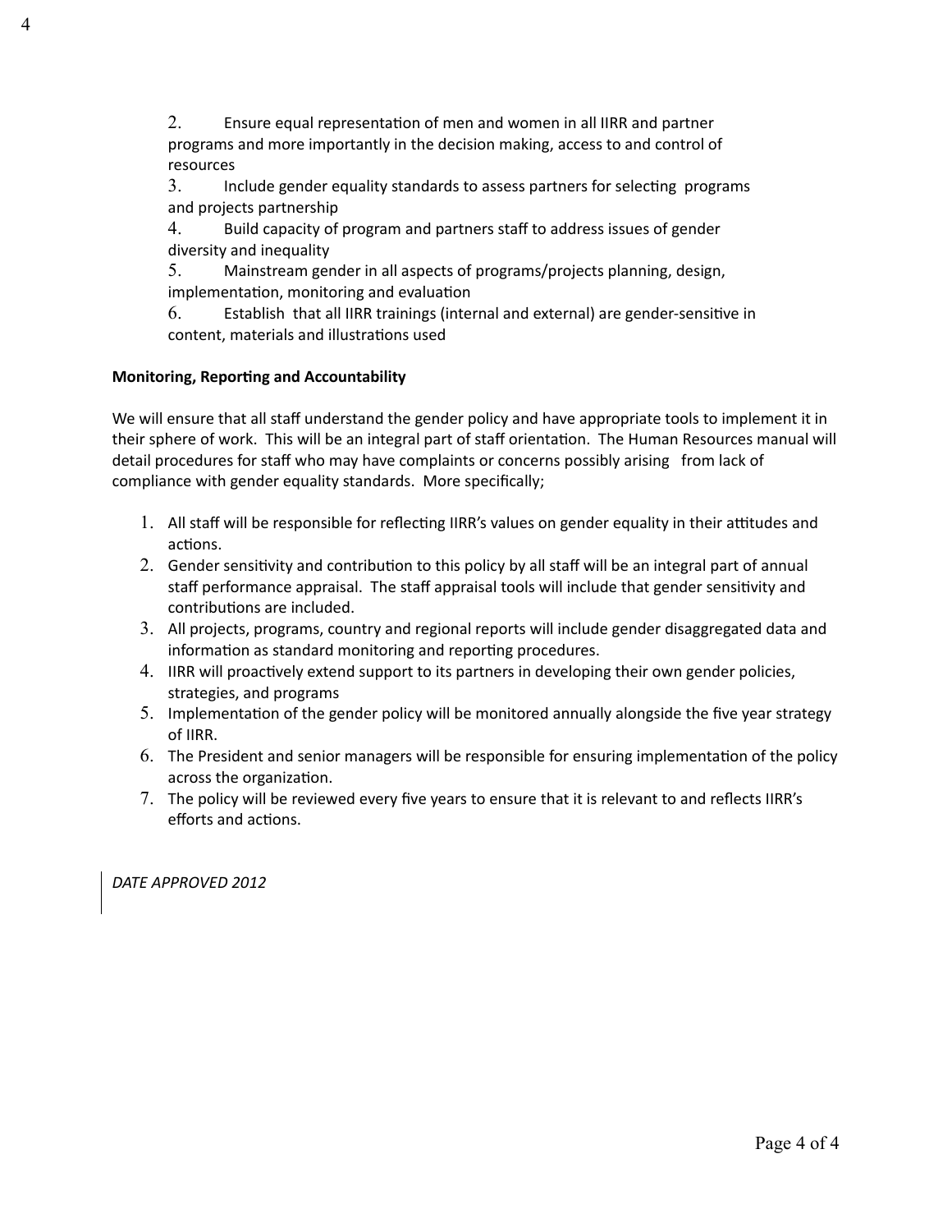2. Ensure equal representation of men and women in all IIRR and partner programs and more importantly in the decision making, access to and control of resources
3. Include gender equality standards to assess partners for selecting programs and projects partnership
4. Build capacity of program and partners staff to address issues of gender diversity and inequality
5. Mainstream gender in all aspects of programs/projects planning, design, implementation, monitoring and evaluation
6. Establish that all IIRR trainings (internal and external) are gender-sensitive in content, materials and illustrations used

**Monitoring, Reporting and Accountability**

We will ensure that all staff understand the gender policy and have appropriate tools to implement it in their sphere of work. This will be an integral part of staff orientation. The Human Resources manual will detail procedures for staff who may have complaints or concerns possibly arising from lack of compliance with gender equality standards. More specifically;

1. All staff will be responsible for reflecting IIRR's values on gender equality in their attitudes and actions.
2. Gender sensitivity and contribution to this policy by all staff will be an integral part of annual staff performance appraisal. The staff appraisal tools will include that gender sensitivity and contributions are included.
3. All projects, programs, country and regional reports will include gender disaggregated data and information as standard monitoring and reporting procedures.
4. IIRR will proactively extend support to its partners in developing their own gender policies, strategies, and programs
5. Implementation of the gender policy will be monitored annually alongside the five year strategy of IIRR.
6. The President and senior managers will be responsible for ensuring implementation of the policy across the organization.
7. The policy will be reviewed every five years to ensure that it is relevant to and reflects IIRR's efforts and actions.

*DATE APPROVED 2012*